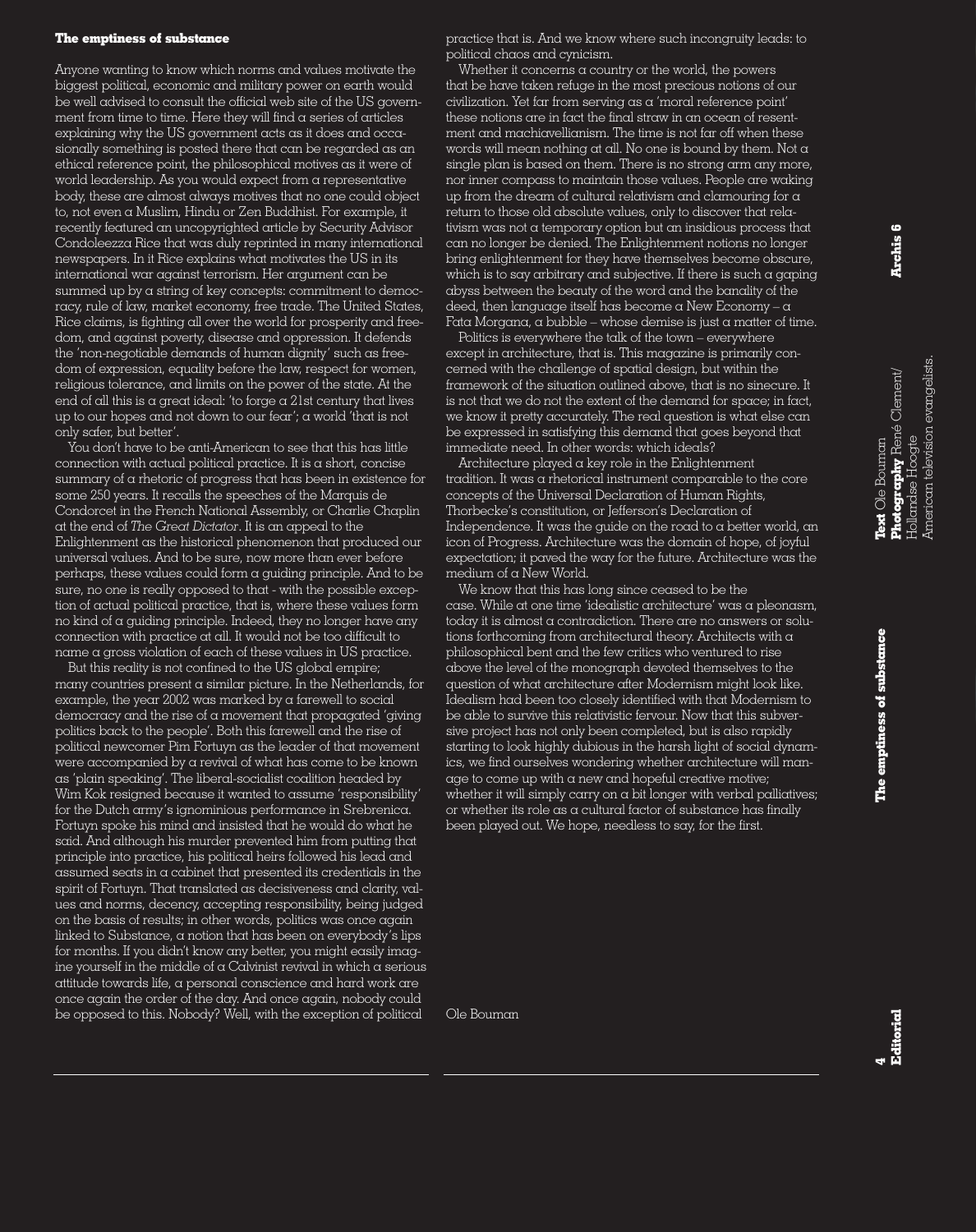# The emptiness of substance

Anyone wanting to know which norms and values motivate the biggest political, economic and military power on earth would be well advised to consult the official web site of the US government from time to time. Here they will find a series of articles explaining why the US government acts as it does and occasionally something is posted there that can be regarded as an ethical reference point, the philosophical motives as it were of world leadership. As you would expect from a representative body, these are almost always motives that no one could object to, not even a Muslim, Hindu or Zen Buddhist. For example, it recently featured an uncopyrighted article by Security Advisor Condoleezza Rice that was duly reprinted in many international newspapers. In it Rice explains what motivates the US in its international war against terrorism. Her argument can be summed up by a string of key concepts: commitment to democracy, rule of law, market economy, free trade. The United States, Rice claims, is fighting all over the world for prosperity and freedom, and against poverty, disease and oppression. It defends the 'non-negotiable demands of human dignity' such as freedom of expression, equality before the law, respect for women, religious tolerance, and limits on the power of the state. At the end of all this is a great ideal: 'to forge a 21st century that lives up to our hopes and not down to our fear'; a world 'that is not only safer, but better'.

You don't have to be anti-American to see that this has little connection with actual political practice. It is a short, concise summary of a rhetoric of progress that has been in existence for some 250 years. It recalls the speeches of the Marquis de Condorcet in the French National Assembly, or Charlie Chaplin at the end of *The Great Dictator*. It is an appeal to the Enlightenment as the historical phenomenon that produced our universal values. And to be sure, now more than ever before perhaps, these values could form a guiding principle. And to be sure, no one is really opposed to that - with the possible exception of actual political practice, that is, where these values form no kind of a guiding principle. Indeed, they no longer have any connection with practice at all. It would not be too difficult to name a gross violation of each of these values in US practice.

But this reality is not confined to the US global empire; many countries present a similar picture. In the Netherlands, for example, the year 2002 was marked by a farewell to social democracy and the rise of a movement that propagated 'giving politics back to the people'. Both this farewell and the rise of political newcomer Pim Fortuyn as the leader of that movement were accompanied by a revival of what has come to be known as 'plain speaking'. The liberal-socialist coalition headed by Wim Kok resigned because it wanted to assume 'responsibility' for the Dutch army's ignominious performance in Srebrenica. Fortuyn spoke his mind and insisted that he would do what he said. And although his murder prevented him from putting that principle into practice, his political heirs followed his lead and assumed seats in a cabinet that presented its credentials in the spirit of Fortuyn. That translated as decisiveness and clarity, values and norms, decency, accepting responsibility, being judged on the basis of results; in other words, politics was once again linked to Substance, a notion that has been on everybody's lips for months. If you didn't know any better, you might easily imagine yourself in the middle of a Calvinist revival in which a serious attitude towards life, a personal conscience and hard work are once again the order of the day. And once again, nobody could be opposed to this. Nobody? Well, with the exception of political practice that is. And we know where such incongruity leads: to political chaos and cynicism.

Whether it concerns a country or the world, the powers that be have taken refuge in the most precious notions of our civilization. Yet far from serving as a 'moral reference point' these notions are in fact the final straw in an ocean of resentment and machiavellianism. The time is not far off when these words will mean nothing at all. No one is bound by them. Not a single plan is based on them. There is no strong arm any more, nor inner compass to maintain those values. People are waking up from the dream of cultural relativism and clamouring for a return to those old absolute values, only to discover that relativism was not a temporary option but an insidious process that can no longer be denied. The Enlightenment notions no longer bring enlightenment for they have themselves become obscure, which is to say arbitrary and subjective. If there is such a gaping abyss between the beauty of the word and the banality of the deed, then language itself has become a New Economy – a Fata Morgana, a bubble – whose demise is just a matter of time.

Politics is everywhere the talk of the town – everywhere except in architecture, that is. This magazine is primarily concerned with the challenge of spatial design, but within the framework of the situation outlined above, that is no sinecure. It is not that we do not the extent of the demand for space; in fact, we know it pretty accurately. The real question is what else can be expressed in satisfying this demand that goes beyond that immediate need. In other words: which ideals?

Architecture played a key role in the Enlightenment tradition. It was a rhetorical instrument comparable to the core concepts of the Universal Declaration of Human Rights, Thorbecke's constitution, or Jefferson's Declaration of Independence. It was the guide on the road to a better world, an icon of Progress. Architecture was the domain of hope, of joyful expectation; it paved the way for the future. Architecture was the medium of a New World.

We know that this has long since ceased to be the case. While at one time 'idealistic architecture' was a pleonasm, today it is almost a contradiction. There are no answers or solutions forthcoming from architectural theory. Architects with a philosophical bent and the few critics who ventured to rise above the level of the monograph devoted themselves to the question of what architecture after Modernism might look like. Idealism had been too closely identified with that Modernism to be able to survive this relativistic fervour. Now that this subversive project has not only been completed, but is also rapidly starting to look highly dubious in the harsh light of social dynamics, we find ourselves wondering whether architecture will manage to come up with a new and hopeful creative motive; whether it will simply carry on a bit longer with verbal palliatives; or whether its role as a cultural factor of substance has finally been played out. We hope, needless to say, for the first.

Ole Bouman

**Text** Ole Bouman
**Photography** René Clement/ Hollandse Hoogte
American television evangelists.